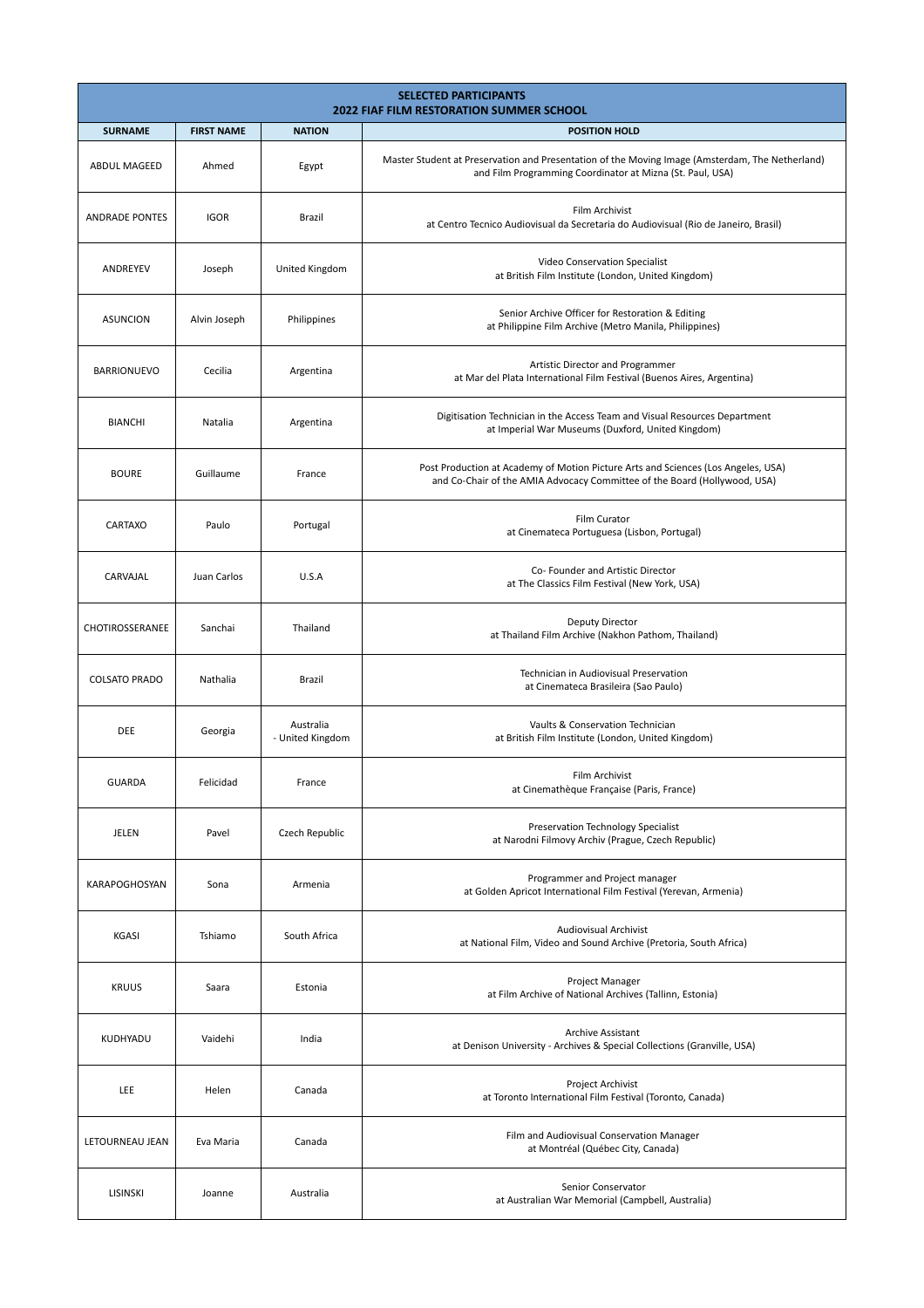| SELECTED PARTICIPANTS 2022 FIAF FILM RESTORATION SUMMER SCHOOL | | | |
|---|---|---|---|
| **SURNAME** | **FIRST NAME** | **NATION** | **POSITION HOLD** |
| ABDUL MAGEED | Ahmed | Egypt | Master Student at Preservation and Presentation of the Moving Image (Amsterdam, The Netherland) and Film Programming Coordinator at Mizna (St. Paul, USA) |
| ANDRADE PONTES | IGOR | Brazil | Film Archivist at Centro Tecnico Audiovisual da Secretaria do Audiovisual (Rio de Janeiro, Brasil) |
| ANDREYEV | Joseph | United Kingdom | Video Conservation Specialist at British Film Institute (London, United Kingdom) |
| ASUNCION | Alvin Joseph | Philippines | Senior Archive Officer for Restoration & Editing at Philippine Film Archive (Metro Manila, Philippines) |
| BARRIONUEVO | Cecilia | Argentina | Artistic Director and Programmer at Mar del Plata International Film Festival (Buenos Aires, Argentina) |
| BIANCHI | Natalia | Argentina | Digitisation Technician in the Access Team and Visual Resources Department at Imperial War Museums (Duxford, United Kingdom) |
| BOURE | Guillaume | France | Post Production at Academy of Motion Picture Arts and Sciences (Los Angeles, USA) and Co-Chair of the AMIA Advocacy Committee of the Board (Hollywood, USA) |
| CARTAXO | Paulo | Portugal | Film Curator at Cinemateca Portuguesa (Lisbon, Portugal) |
| CARVAJAL | Juan Carlos | U.S.A | Co- Founder and Artistic Director at The Classics Film Festival (New York, USA) |
| CHOTIROSSERANEE | Sanchai | Thailand | Deputy Director at Thailand Film Archive (Nakhon Pathom, Thailand) |
| COLSATO PRADO | Nathalia | Brazil | Technician in Audiovisual Preservation at Cinemateca Brasileira (Sao Paulo) |
| DEE | Georgia | Australia - United Kingdom | Vaults & Conservation Technician at British Film Institute (London, United Kingdom) |
| GUARDA | Felicidad | France | Film Archivist at Cinemathèque Française (Paris, France) |
| JELEN | Pavel | Czech Republic | Preservation Technology Specialist at Narodni Filmovy Archiv (Prague, Czech Republic) |
| KARAPOGHOSYAN | Sona | Armenia | Programmer and Project manager at Golden Apricot International Film Festival (Yerevan, Armenia) |
| KGASI | Tshiamo | South Africa | Audiovisual Archivist at National Film, Video and Sound Archive (Pretoria, South Africa) |
| KRUUS | Saara | Estonia | Project Manager at Film Archive of National Archives (Tallinn, Estonia) |
| KUDHYADU | Vaidehi | India | Archive Assistant at Denison University - Archives & Special Collections (Granville, USA) |
| LEE | Helen | Canada | Project Archivist at Toronto International Film Festival (Toronto, Canada) |
| LETOURNEAU JEAN | Eva Maria | Canada | Film and Audiovisual Conservation Manager at Montréal (Québec City, Canada) |
| LISINSKI | Joanne | Australia | Senior Conservator at Australian War Memorial (Campbell, Australia) |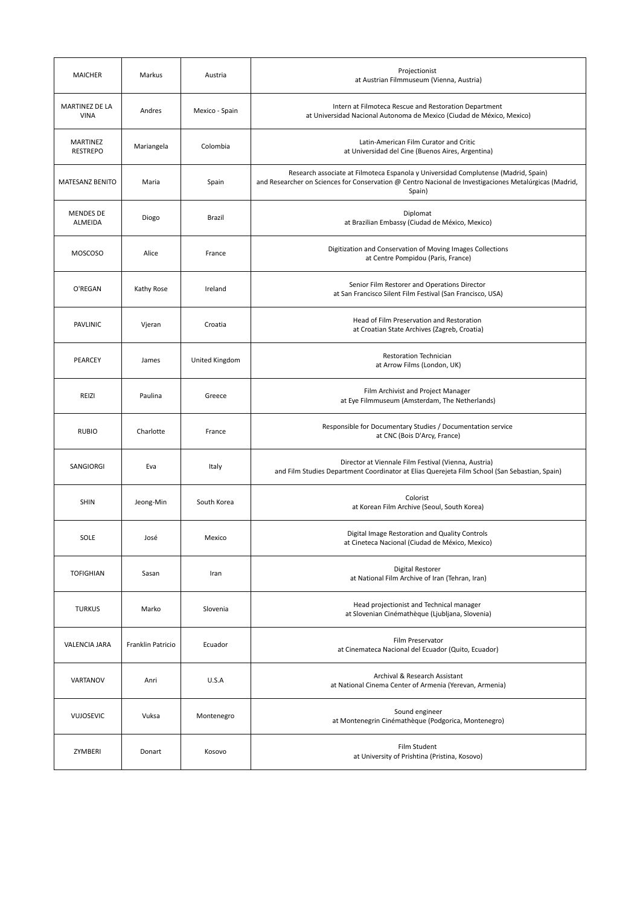| | | | |
|---|---|---|---|
| MAICHER | Markus | Austria | Projectionist<br>at Austrian Filmmuseum (Vienna, Austria) |
| MARTINEZ DE LA VINA | Andres | Mexico - Spain | Intern at Filmoteca Rescue and Restoration Department<br>at Universidad Nacional Autonoma de Mexico (Ciudad de México, Mexico) |
| MARTINEZ RESTREPO | Mariangela | Colombia | Latin-American Film Curator and Critic<br>at Universidad del Cine (Buenos Aires, Argentina) |
| MATESANZ BENITO | Maria | Spain | Research associate at Filmoteca Espanola y Universidad Complutense (Madrid, Spain)<br>and Researcher on Sciences for Conservation @ Centro Nacional de Investigaciones Metalúrgicas (Madrid, Spain) |
| MENDES DE ALMEIDA | Diogo | Brazil | Diplomat<br>at Brazilian Embassy (Ciudad de México, Mexico) |
| MOSCOSO | Alice | France | Digitization and Conservation of Moving Images Collections<br>at Centre Pompidou (Paris, France) |
| O'REGAN | Kathy Rose | Ireland | Senior Film Restorer and Operations Director<br>at San Francisco Silent Film Festival (San Francisco, USA) |
| PAVLINIC | Vjeran | Croatia | Head of Film Preservation and Restoration<br>at Croatian State Archives (Zagreb, Croatia) |
| PEARCEY | James | United Kingdom | Restoration Technician<br>at Arrow Films (London, UK) |
| REIZI | Paulina | Greece | Film Archivist and Project Manager<br>at Eye Filmmuseum (Amsterdam, The Netherlands) |
| RUBIO | Charlotte | France | Responsible for Documentary Studies / Documentation service<br>at CNC (Bois D'Arcy, France) |
| SANGIORGI | Eva | Italy | Director at Viennale Film Festival (Vienna, Austria)<br>and Film Studies Department Coordinator at Elias Querejeta Film School (San Sebastian, Spain) |
| SHIN | Jeong-Min | South Korea | Colorist<br>at Korean Film Archive (Seoul, South Korea) |
| SOLE | José | Mexico | Digital Image Restoration and Quality Controls<br>at Cineteca Nacional (Ciudad de México, Mexico) |
| TOFIGHIAN | Sasan | Iran | Digital Restorer<br>at National Film Archive of Iran (Tehran, Iran) |
| TURKUS | Marko | Slovenia | Head projectionist and Technical manager<br>at Slovenian Cinémathèque (Ljubljana, Slovenia) |
| VALENCIA JARA | Franklin Patricio | Ecuador | Film Preservator<br>at Cinemateca Nacional del Ecuador (Quito, Ecuador) |
| VARTANOV | Anri | U.S.A | Archival & Research Assistant<br>at National Cinema Center of Armenia (Yerevan, Armenia) |
| VUJOSEVIC | Vuksa | Montenegro | Sound engineer<br>at Montenegrin Cinémathèque (Podgorica, Montenegro) |
| ZYMBERI | Donart | Kosovo | Film Student<br>at University of Prishtina (Pristina, Kosovo) |